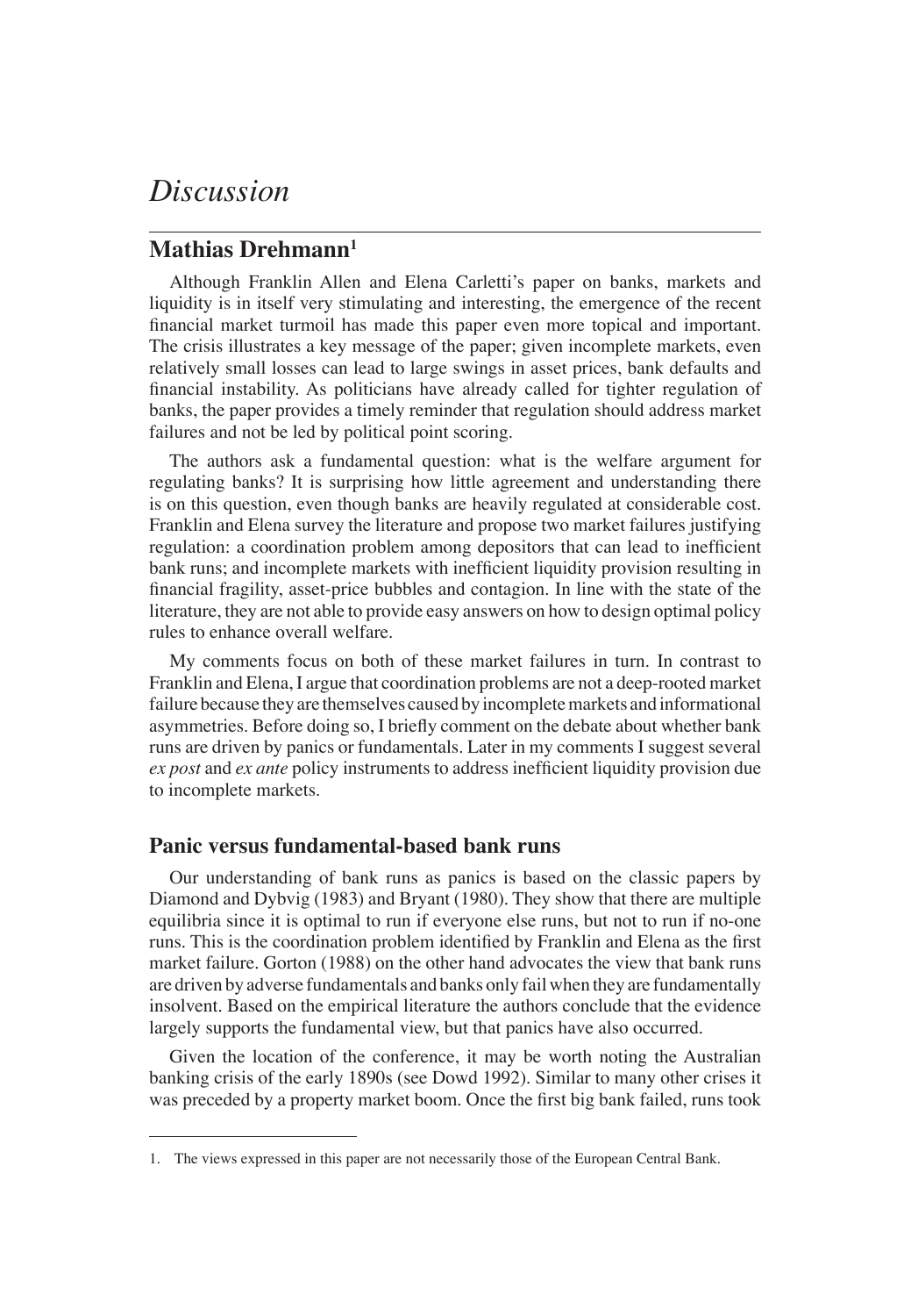# *Discussion*

## Mathias Drehmann[1]

Although Franklin Allen and Elena Carletti's paper on banks, markets and liquidity is in itself very stimulating and interesting, the emergence of the recent financial market turmoil has made this paper even more topical and important. The crisis illustrates a key message of the paper; given incomplete markets, even relatively small losses can lead to large swings in asset prices, bank defaults and financial instability. As politicians have already called for tighter regulation of banks, the paper provides a timely reminder that regulation should address market failures and not be led by political point scoring.

The authors ask a fundamental question: what is the welfare argument for regulating banks? It is surprising how little agreement and understanding there is on this question, even though banks are heavily regulated at considerable cost. Franklin and Elena survey the literature and propose two market failures justifying regulation: a coordination problem among depositors that can lead to inefficient bank runs; and incomplete markets with inefficient liquidity provision resulting in financial fragility, asset-price bubbles and contagion. In line with the state of the literature, they are not able to provide easy answers on how to design optimal policy rules to enhance overall welfare.

My comments focus on both of these market failures in turn. In contrast to Franklin and Elena, I argue that coordination problems are not a deep-rooted market failure because they are themselves caused by incomplete markets and informational asymmetries. Before doing so, I briefly comment on the debate about whether bank runs are driven by panics or fundamentals. Later in my comments I suggest several *ex post* and *ex ante* policy instruments to address inefficient liquidity provision due to incomplete markets.

### Panic versus fundamental-based bank runs

Our understanding of bank runs as panics is based on the classic papers by Diamond and Dybvig (1983) and Bryant (1980). They show that there are multiple equilibria since it is optimal to run if everyone else runs, but not to run if no-one runs. This is the coordination problem identified by Franklin and Elena as the first market failure. Gorton (1988) on the other hand advocates the view that bank runs are driven by adverse fundamentals and banks only fail when they are fundamentally insolvent. Based on the empirical literature the authors conclude that the evidence largely supports the fundamental view, but that panics have also occurred.

Given the location of the conference, it may be worth noting the Australian banking crisis of the early 1890s (see Dowd 1992). Similar to many other crises it was preceded by a property market boom. Once the first big bank failed, runs took

1. The views expressed in this paper are not necessarily those of the European Central Bank.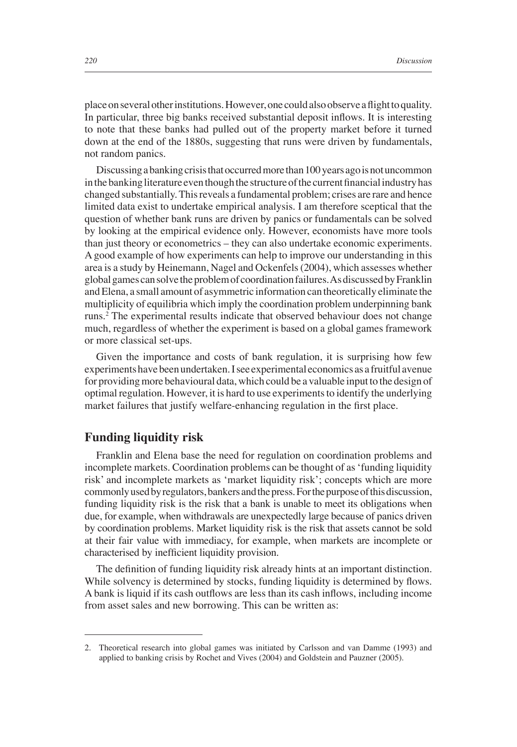place on several other institutions. However, one could also observe a flight to quality. In particular, three big banks received substantial deposit inflows. It is interesting to note that these banks had pulled out of the property market before it turned down at the end of the 1880s, suggesting that runs were driven by fundamentals, not random panics.

Discussing a banking crisis that occurred more than 100 years ago is not uncommon in the banking literature even though the structure of the current financial industry has changed substantially. This reveals a fundamental problem; crises are rare and hence limited data exist to undertake empirical analysis. I am therefore sceptical that the question of whether bank runs are driven by panics or fundamentals can be solved by looking at the empirical evidence only. However, economists have more tools than just theory or econometrics – they can also undertake economic experiments. A good example of how experiments can help to improve our understanding in this area is a study by Heinemann, Nagel and Ockenfels (2004), which assesses whether global games can solve the problem of coordination failures. As discussed by Franklin and Elena, a small amount of asymmetric information can theoretically eliminate the multiplicity of equilibria which imply the coordination problem underpinning bank runs.[2] The experimental results indicate that observed behaviour does not change much, regardless of whether the experiment is based on a global games framework or more classical set-ups.

Given the importance and costs of bank regulation, it is surprising how few experiments have been undertaken. I see experimental economics as a fruitful avenue for providing more behavioural data, which could be a valuable input to the design of optimal regulation. However, it is hard to use experiments to identify the underlying market failures that justify welfare-enhancing regulation in the first place.

## Funding liquidity risk

Franklin and Elena base the need for regulation on coordination problems and incomplete markets. Coordination problems can be thought of as 'funding liquidity risk' and incomplete markets as 'market liquidity risk'; concepts which are more commonly used by regulators, bankers and the press. For the purpose of this discussion, funding liquidity risk is the risk that a bank is unable to meet its obligations when due, for example, when withdrawals are unexpectedly large because of panics driven by coordination problems. Market liquidity risk is the risk that assets cannot be sold at their fair value with immediacy, for example, when markets are incomplete or characterised by inefficient liquidity provision.

The definition of funding liquidity risk already hints at an important distinction. While solvency is determined by stocks, funding liquidity is determined by flows. A bank is liquid if its cash outflows are less than its cash inflows, including income from asset sales and new borrowing. This can be written as:

2. Theoretical research into global games was initiated by Carlsson and van Damme (1993) and applied to banking crisis by Rochet and Vives (2004) and Goldstein and Pauzner (2005).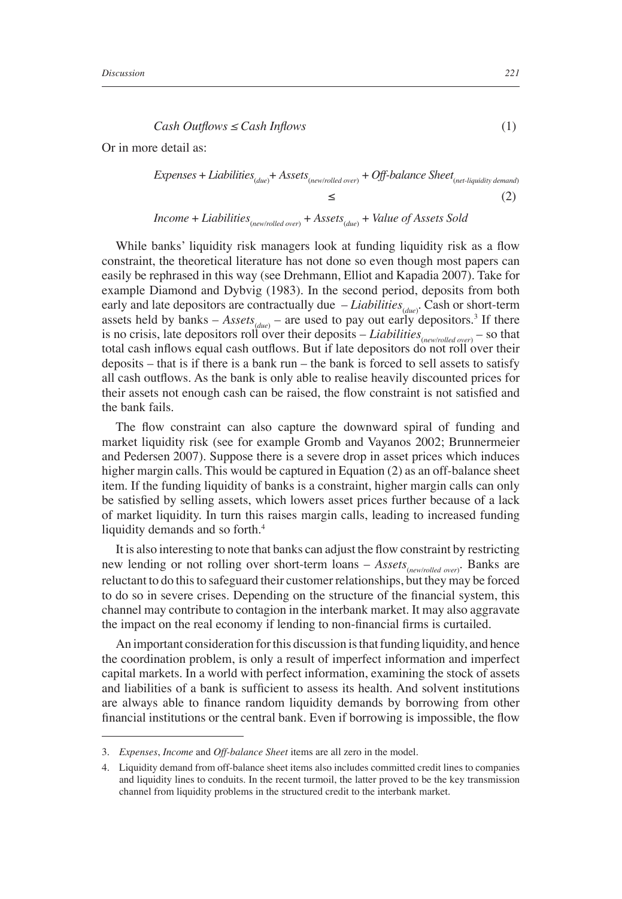$$\textit{Cash Outflows} \leq \textit{Cash Inflows} \tag{1}$$

Or in more detail as:

$$\begin{gathered} \textit{Expenses} + \textit{Liabilities}_{(due)} + \textit{Assets}_{(new/rolled\ over)} + \textit{Off-balance Sheet}_{(net\text{-}liquidity\ demand)} \\ \leq \\ \textit{Income} + \textit{Liabilities}_{(new/rolled\ over)} + \textit{Assets}_{(due)} + \textit{Value of Assets Sold} \end{gathered} \tag{2}$$

While banks' liquidity risk managers look at funding liquidity risk as a flow constraint, the theoretical literature has not done so even though most papers can easily be rephrased in this way (see Drehmann, Elliot and Kapadia 2007). Take for example Diamond and Dybvig (1983). In the second period, deposits from both early and late depositors are contractually due – $\textit{Liabilities}_{(due)}$. Cash or short-term assets held by banks – $\textit{Assets}_{(due)}$ – are used to pay out early depositors.[3] If there is no crisis, late depositors roll over their deposits – $\textit{Liabilities}_{(new/rolled\ over)}$ – so that total cash inflows equal cash outflows. But if late depositors do not roll over their deposits – that is if there is a bank run – the bank is forced to sell assets to satisfy all cash outflows. As the bank is only able to realise heavily discounted prices for their assets not enough cash can be raised, the flow constraint is not satisfied and the bank fails.

The flow constraint can also capture the downward spiral of funding and market liquidity risk (see for example Gromb and Vayanos 2002; Brunnermeier and Pedersen 2007). Suppose there is a severe drop in asset prices which induces higher margin calls. This would be captured in Equation (2) as an off-balance sheet item. If the funding liquidity of banks is a constraint, higher margin calls can only be satisfied by selling assets, which lowers asset prices further because of a lack of market liquidity. In turn this raises margin calls, leading to increased funding liquidity demands and so forth.[4]

It is also interesting to note that banks can adjust the flow constraint by restricting new lending or not rolling over short-term loans – $\textit{Assets}_{(new/rolled\ over)}$. Banks are reluctant to do this to safeguard their customer relationships, but they may be forced to do so in severe crises. Depending on the structure of the financial system, this channel may contribute to contagion in the interbank market. It may also aggravate the impact on the real economy if lending to non-financial firms is curtailed.

An important consideration for this discussion is that funding liquidity, and hence the coordination problem, is only a result of imperfect information and imperfect capital markets. In a world with perfect information, examining the stock of assets and liabilities of a bank is sufficient to assess its health. And solvent institutions are always able to finance random liquidity demands by borrowing from other financial institutions or the central bank. Even if borrowing is impossible, the flow

---

3. *Expenses*, *Income* and *Off-balance Sheet* items are all zero in the model.

4. Liquidity demand from off-balance sheet items also includes committed credit lines to companies and liquidity lines to conduits. In the recent turmoil, the latter proved to be the key transmission channel from liquidity problems in the structured credit to the interbank market.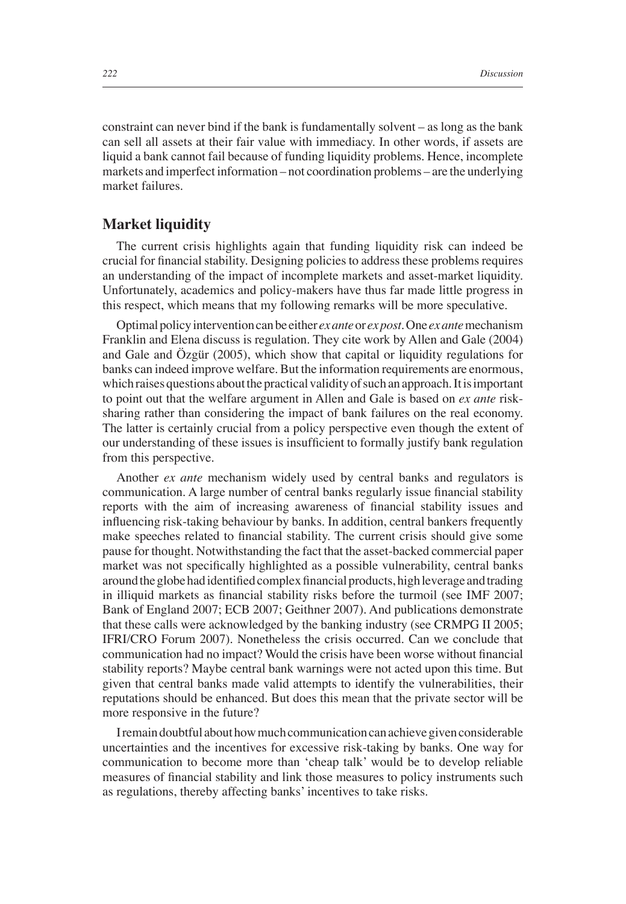constraint can never bind if the bank is fundamentally solvent – as long as the bank can sell all assets at their fair value with immediacy. In other words, if assets are liquid a bank cannot fail because of funding liquidity problems. Hence, incomplete markets and imperfect information – not coordination problems – are the underlying market failures.

## Market liquidity

The current crisis highlights again that funding liquidity risk can indeed be crucial for financial stability. Designing policies to address these problems requires an understanding of the impact of incomplete markets and asset-market liquidity. Unfortunately, academics and policy-makers have thus far made little progress in this respect, which means that my following remarks will be more speculative.

Optimal policy intervention can be either *ex ante* or *ex post*. One *ex ante* mechanism Franklin and Elena discuss is regulation. They cite work by Allen and Gale (2004) and Gale and Özgür (2005), which show that capital or liquidity regulations for banks can indeed improve welfare. But the information requirements are enormous, which raises questions about the practical validity of such an approach. It is important to point out that the welfare argument in Allen and Gale is based on *ex ante* risk-sharing rather than considering the impact of bank failures on the real economy. The latter is certainly crucial from a policy perspective even though the extent of our understanding of these issues is insufficient to formally justify bank regulation from this perspective.

Another *ex ante* mechanism widely used by central banks and regulators is communication. A large number of central banks regularly issue financial stability reports with the aim of increasing awareness of financial stability issues and influencing risk-taking behaviour by banks. In addition, central bankers frequently make speeches related to financial stability. The current crisis should give some pause for thought. Notwithstanding the fact that the asset-backed commercial paper market was not specifically highlighted as a possible vulnerability, central banks around the globe had identified complex financial products, high leverage and trading in illiquid markets as financial stability risks before the turmoil (see IMF 2007; Bank of England 2007; ECB 2007; Geithner 2007). And publications demonstrate that these calls were acknowledged by the banking industry (see CRMPG II 2005; IFRI/CRO Forum 2007). Nonetheless the crisis occurred. Can we conclude that communication had no impact? Would the crisis have been worse without financial stability reports? Maybe central bank warnings were not acted upon this time. But given that central banks made valid attempts to identify the vulnerabilities, their reputations should be enhanced. But does this mean that the private sector will be more responsive in the future?

I remain doubtful about how much communication can achieve given considerable uncertainties and the incentives for excessive risk-taking by banks. One way for communication to become more than 'cheap talk' would be to develop reliable measures of financial stability and link those measures to policy instruments such as regulations, thereby affecting banks' incentives to take risks.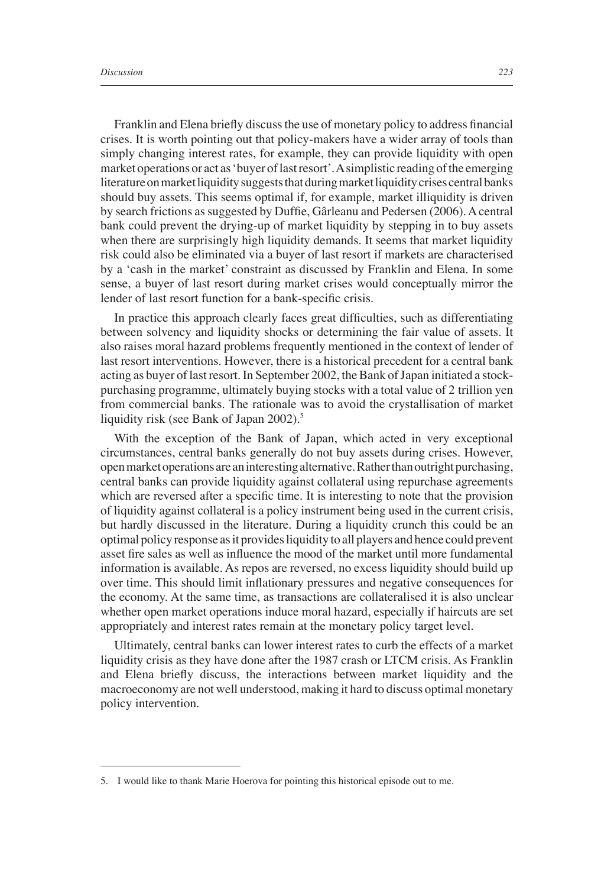Franklin and Elena briefly discuss the use of monetary policy to address financial crises. It is worth pointing out that policy-makers have a wider array of tools than simply changing interest rates, for example, they can provide liquidity with open market operations or act as 'buyer of last resort'. A simplistic reading of the emerging literature on market liquidity suggests that during market liquidity crises central banks should buy assets. This seems optimal if, for example, market illiquidity is driven by search frictions as suggested by Duffie, Gârleanu and Pedersen (2006). A central bank could prevent the drying-up of market liquidity by stepping in to buy assets when there are surprisingly high liquidity demands. It seems that market liquidity risk could also be eliminated via a buyer of last resort if markets are characterised by a 'cash in the market' constraint as discussed by Franklin and Elena. In some sense, a buyer of last resort during market crises would conceptually mirror the lender of last resort function for a bank-specific crisis.

In practice this approach clearly faces great difficulties, such as differentiating between solvency and liquidity shocks or determining the fair value of assets. It also raises moral hazard problems frequently mentioned in the context of lender of last resort interventions. However, there is a historical precedent for a central bank acting as buyer of last resort. In September 2002, the Bank of Japan initiated a stock-purchasing programme, ultimately buying stocks with a total value of 2 trillion yen from commercial banks. The rationale was to avoid the crystallisation of market liquidity risk (see Bank of Japan 2002).[5]

With the exception of the Bank of Japan, which acted in very exceptional circumstances, central banks generally do not buy assets during crises. However, open market operations are an interesting alternative. Rather than outright purchasing, central banks can provide liquidity against collateral using repurchase agreements which are reversed after a specific time. It is interesting to note that the provision of liquidity against collateral is a policy instrument being used in the current crisis, but hardly discussed in the literature. During a liquidity crunch this could be an optimal policy response as it provides liquidity to all players and hence could prevent asset fire sales as well as influence the mood of the market until more fundamental information is available. As repos are reversed, no excess liquidity should build up over time. This should limit inflationary pressures and negative consequences for the economy. At the same time, as transactions are collateralised it is also unclear whether open market operations induce moral hazard, especially if haircuts are set appropriately and interest rates remain at the monetary policy target level.

Ultimately, central banks can lower interest rates to curb the effects of a market liquidity crisis as they have done after the 1987 crash or LTCM crisis. As Franklin and Elena briefly discuss, the interactions between market liquidity and the macroeconomy are not well understood, making it hard to discuss optimal monetary policy intervention.

5. I would like to thank Marie Hoerova for pointing this historical episode out to me.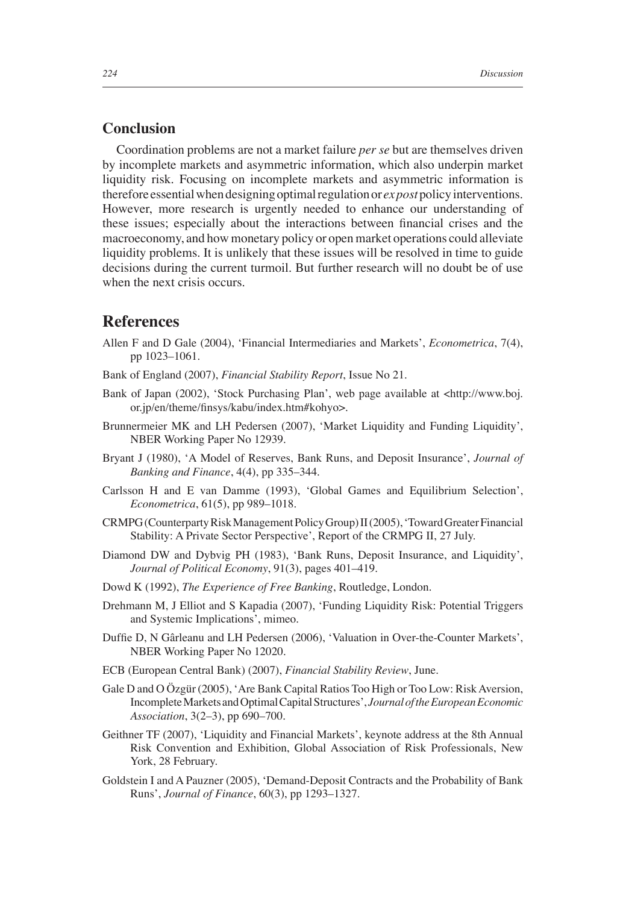## Conclusion

Coordination problems are not a market failure *per se* but are themselves driven by incomplete markets and asymmetric information, which also underpin market liquidity risk. Focusing on incomplete markets and asymmetric information is therefore essential when designing optimal regulation or *ex post* policy interventions. However, more research is urgently needed to enhance our understanding of these issues; especially about the interactions between financial crises and the macroeconomy, and how monetary policy or open market operations could alleviate liquidity problems. It is unlikely that these issues will be resolved in time to guide decisions during the current turmoil. But further research will no doubt be of use when the next crisis occurs.

## References

Allen F and D Gale (2004), 'Financial Intermediaries and Markets', *Econometrica*, 7(4), pp 1023–1061.

Bank of England (2007), *Financial Stability Report*, Issue No 21.

Bank of Japan (2002), 'Stock Purchasing Plan', web page available at <http://www.boj.or.jp/en/theme/finsys/kabu/index.htm#kohyo>.

Brunnermeier MK and LH Pedersen (2007), 'Market Liquidity and Funding Liquidity', NBER Working Paper No 12939.

Bryant J (1980), 'A Model of Reserves, Bank Runs, and Deposit Insurance', *Journal of Banking and Finance*, 4(4), pp 335–344.

Carlsson H and E van Damme (1993), 'Global Games and Equilibrium Selection', *Econometrica*, 61(5), pp 989–1018.

CRMPG (Counterparty Risk Management Policy Group) II (2005), 'Toward Greater Financial Stability: A Private Sector Perspective', Report of the CRMPG II, 27 July.

Diamond DW and Dybvig PH (1983), 'Bank Runs, Deposit Insurance, and Liquidity', *Journal of Political Economy*, 91(3), pages 401–419.

Dowd K (1992), *The Experience of Free Banking*, Routledge, London.

Drehmann M, J Elliot and S Kapadia (2007), 'Funding Liquidity Risk: Potential Triggers and Systemic Implications', mimeo.

Duffie D, N Gârleanu and LH Pedersen (2006), 'Valuation in Over-the-Counter Markets', NBER Working Paper No 12020.

ECB (European Central Bank) (2007), *Financial Stability Review*, June.

Gale D and O Özgür (2005), 'Are Bank Capital Ratios Too High or Too Low: Risk Aversion, Incomplete Markets and Optimal Capital Structures', *Journal of the European Economic Association*, 3(2–3), pp 690–700.

Geithner TF (2007), 'Liquidity and Financial Markets', keynote address at the 8th Annual Risk Convention and Exhibition, Global Association of Risk Professionals, New York, 28 February.

Goldstein I and A Pauzner (2005), 'Demand-Deposit Contracts and the Probability of Bank Runs', *Journal of Finance*, 60(3), pp 1293–1327.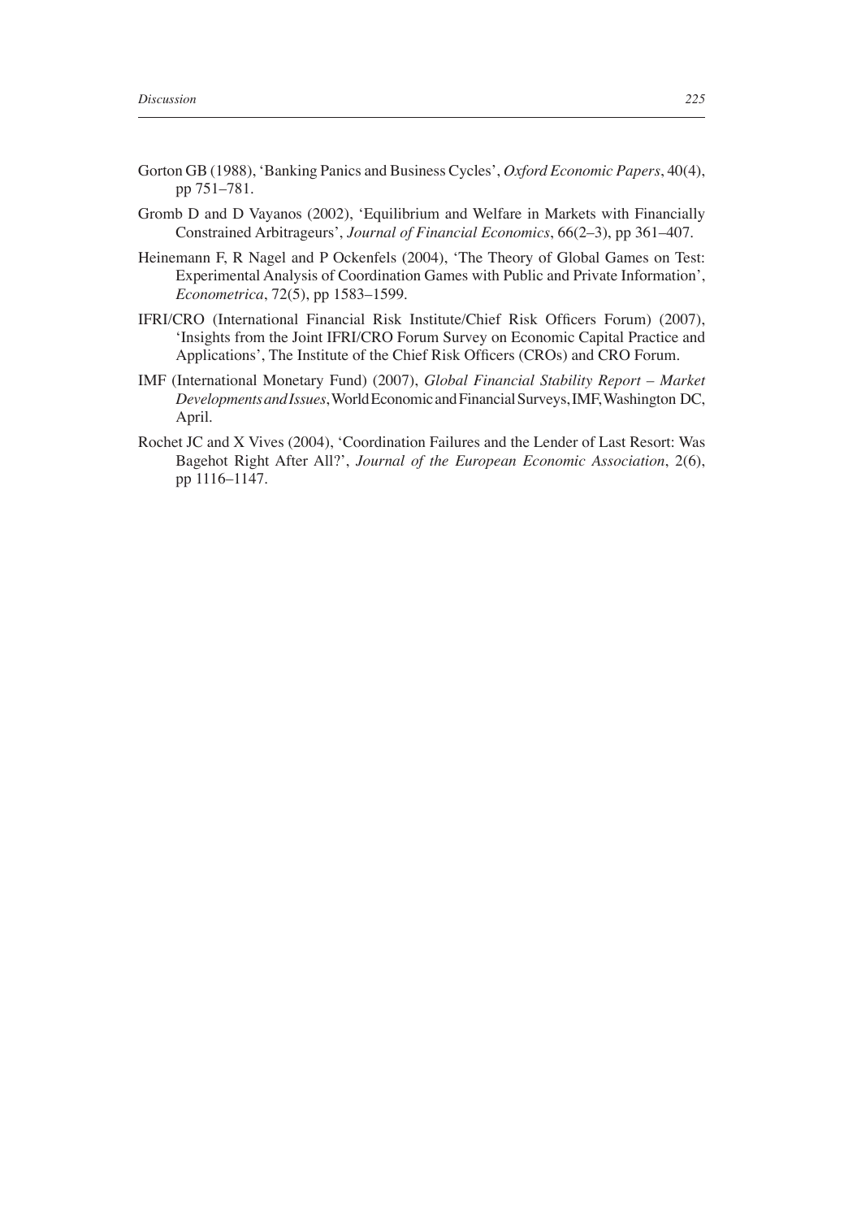Gorton GB (1988), 'Banking Panics and Business Cycles', *Oxford Economic Papers*, 40(4), pp 751–781.

Gromb D and D Vayanos (2002), 'Equilibrium and Welfare in Markets with Financially Constrained Arbitrageurs', *Journal of Financial Economics*, 66(2–3), pp 361–407.

Heinemann F, R Nagel and P Ockenfels (2004), 'The Theory of Global Games on Test: Experimental Analysis of Coordination Games with Public and Private Information', *Econometrica*, 72(5), pp 1583–1599.

IFRI/CRO (International Financial Risk Institute/Chief Risk Officers Forum) (2007), 'Insights from the Joint IFRI/CRO Forum Survey on Economic Capital Practice and Applications', The Institute of the Chief Risk Officers (CROs) and CRO Forum.

IMF (International Monetary Fund) (2007), *Global Financial Stability Report – Market Developments and Issues*, World Economic and Financial Surveys, IMF, Washington DC, April.

Rochet JC and X Vives (2004), 'Coordination Failures and the Lender of Last Resort: Was Bagehot Right After All?', *Journal of the European Economic Association*, 2(6), pp 1116–1147.